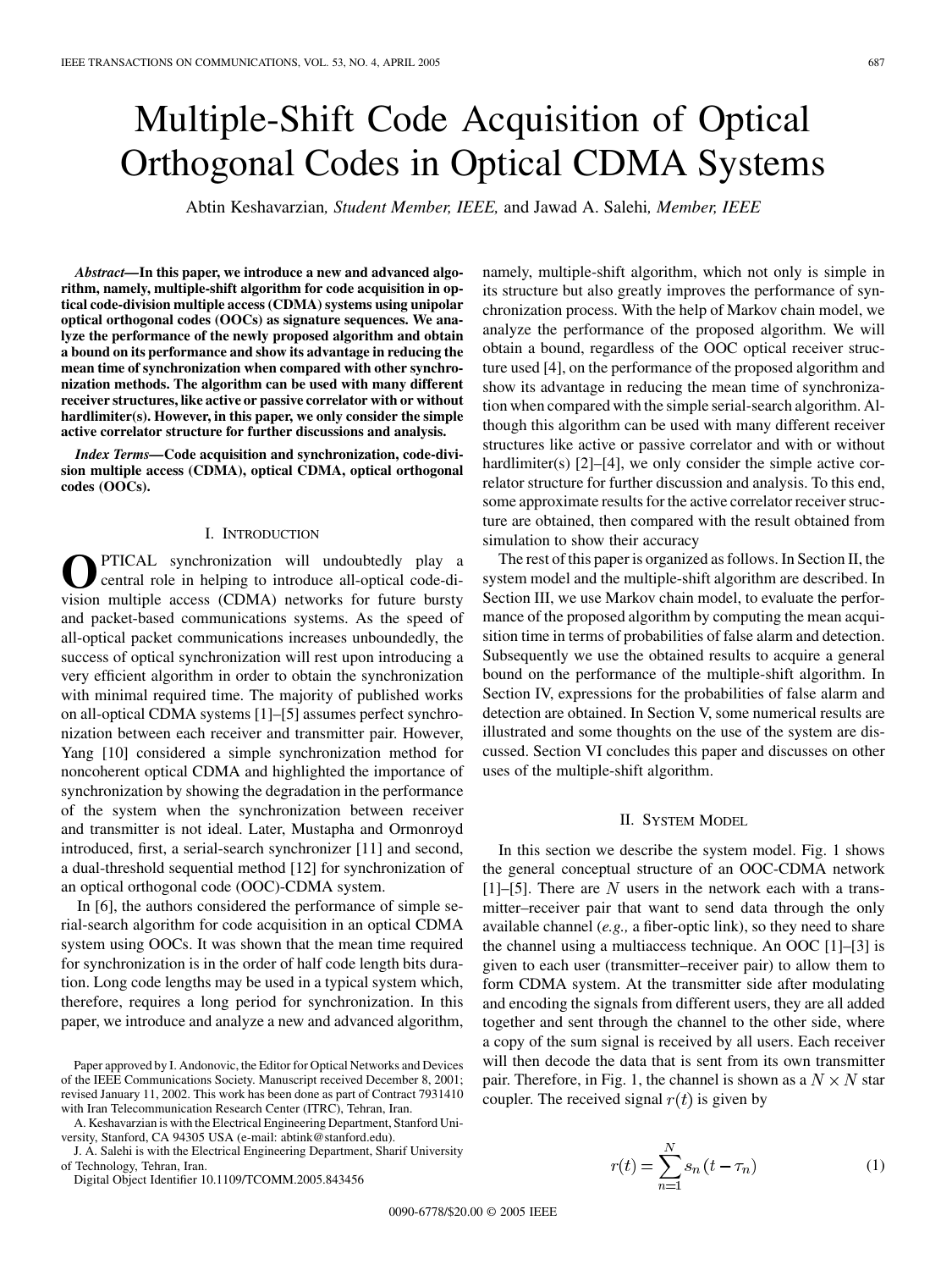# Multiple-Shift Code Acquisition of Optical Orthogonal Codes in Optical CDMA Systems

Abtin Keshavarzian, *Student Member, IEEE,* and Jawad A. Salehi, *Member, IEEE*

***Abstract*—In this paper, we introduce a new and advanced algorithm, namely, multiple-shift algorithm for code acquisition in optical code-division multiple access (CDMA) systems using unipolar optical orthogonal codes (OOCs) as signature sequences. We analyze the performance of the newly proposed algorithm and obtain a bound on its performance and show its advantage in reducing the mean time of synchronization when compared with other synchronization methods. The algorithm can be used with many different receiver structures, like active or passive correlator with or without hardlimiter(s). However, in this paper, we only consider the simple active correlator structure for further discussions and analysis.**

***Index Terms*—Code acquisition and synchronization, code-division multiple access (CDMA), optical CDMA, optical orthogonal codes (OOCs).**

## I. Introduction

OPTICAL synchronization will undoubtedly play a central role in helping to introduce all-optical code-division multiple access (CDMA) networks for future bursty and packet-based communications systems. As the speed of all-optical packet communications increases unboundedly, the success of optical synchronization will rest upon introducing a very efficient algorithm in order to obtain the synchronization with minimal required time. The majority of published works on all-optical CDMA systems [1]–[5] assumes perfect synchronization between each receiver and transmitter pair. However, Yang [10] considered a simple synchronization method for noncoherent optical CDMA and highlighted the importance of synchronization by showing the degradation in the performance of the system when the synchronization between receiver and transmitter is not ideal. Later, Mustapha and Ormonroyd introduced, first, a serial-search synchronizer [11] and second, a dual-threshold sequential method [12] for synchronization of an optical orthogonal code (OOC)-CDMA system.

In [6], the authors considered the performance of simple serial-search algorithm for code acquisition in an optical CDMA system using OOCs. It was shown that the mean time required for synchronization is in the order of half code length bits duration. Long code lengths may be used in a typical system which, therefore, requires a long period for synchronization. In this paper, we introduce and analyze a new and advanced algorithm, namely, multiple-shift algorithm, which not only is simple in its structure but also greatly improves the performance of synchronization process. With the help of Markov chain model, we analyze the performance of the proposed algorithm. We will obtain a bound, regardless of the OOC optical receiver structure used [4], on the performance of the proposed algorithm and show its advantage in reducing the mean time of synchronization when compared with the simple serial-search algorithm. Although this algorithm can be used with many different receiver structures like active or passive correlator and with or without hardlimiter(s) [2]–[4], we only consider the simple active correlator structure for further discussion and analysis. To this end, some approximate results for the active correlator receiver structure are obtained, then compared with the result obtained from simulation to show their accuracy

The rest of this paper is organized as follows. In Section II, the system model and the multiple-shift algorithm are described. In Section III, we use Markov chain model, to evaluate the performance of the proposed algorithm by computing the mean acquisition time in terms of probabilities of false alarm and detection. Subsequently we use the obtained results to acquire a general bound on the performance of the multiple-shift algorithm. In Section IV, expressions for the probabilities of false alarm and detection are obtained. In Section V, some numerical results are illustrated and some thoughts on the use of the system are discussed. Section VI concludes this paper and discusses on other uses of the multiple-shift algorithm.

## II. System Model

In this section we describe the system model. Fig. 1 shows the general conceptual structure of an OOC-CDMA network [1]–[5]. There are $N$ users in the network each with a transmitter–receiver pair that want to send data through the only available channel (*e.g.,* a fiber-optic link), so they need to share the channel using a multiaccess technique. An OOC [1]–[3] is given to each user (transmitter–receiver pair) to allow them to form CDMA system. At the transmitter side after modulating and encoding the signals from different users, they are all added together and sent through the channel to the other side, where a copy of the sum signal is received by all users. Each receiver will then decode the data that is sent from its own transmitter pair. Therefore, in Fig. 1, the channel is shown as a $N \times N$ star coupler. The received signal $r(t)$ is given by

$$r(t) = \sum_{n=1}^{N} s_n(t - \tau_n) \tag{1}$$

Paper approved by I. Andonovic, the Editor for Optical Networks and Devices of the IEEE Communications Society. Manuscript received December 8, 2001; revised January 11, 2002. This work has been done as part of Contract 7931410 with Iran Telecommunication Research Center (ITRC), Tehran, Iran.

A. Keshavarzian is with the Electrical Engineering Department, Stanford University, Stanford, CA 94305 USA (e-mail: abtink@stanford.edu).

J. A. Salehi is with the Electrical Engineering Department, Sharif University of Technology, Tehran, Iran.

Digital Object Identifier 10.1109/TCOMM.2005.843456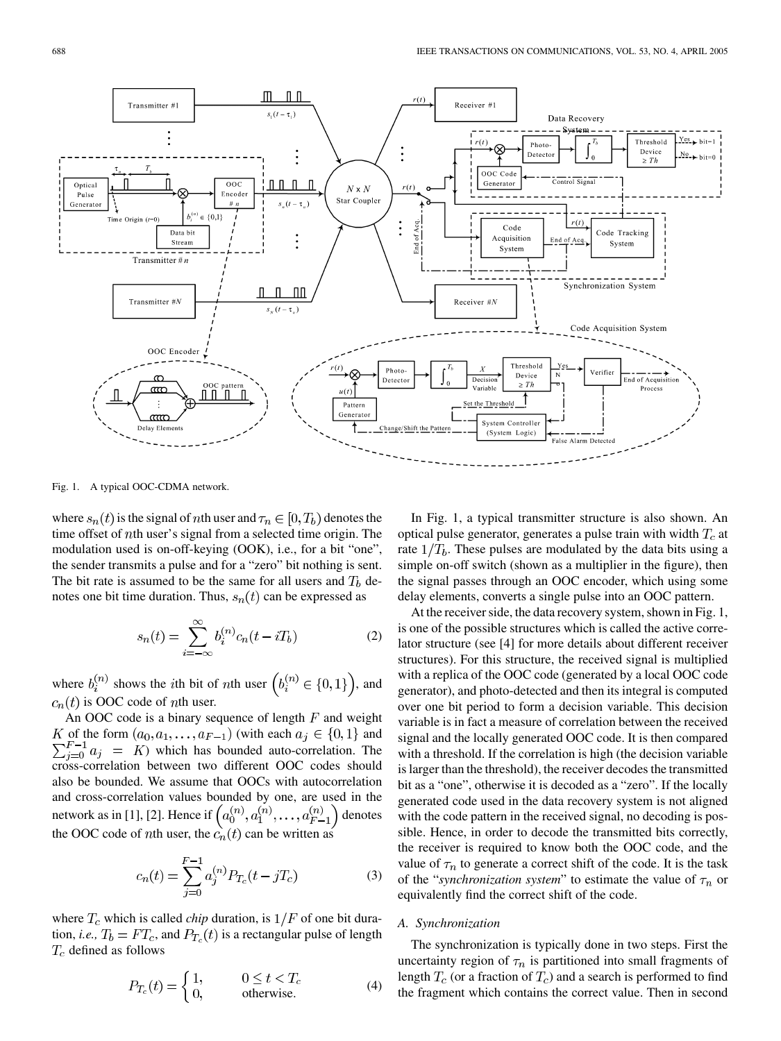Fig. 1. A typical OOC-CDMA network.

where $s_n(t)$ is the signal of $n$th user and $\tau_n \in [0, T_b)$ denotes the time offset of $n$th user's signal from a selected time origin. The modulation used is on-off-keying (OOK), i.e., for a bit "one", the sender transmits a pulse and for a "zero" bit nothing is sent. The bit rate is assumed to be the same for all users and $T_b$ denotes one bit time duration. Thus, $s_n(t)$ can be expressed as

$$s_n(t) = \sum_{i=-\infty}^{\infty} b_i^{(n)} c_n(t - iT_b) \tag{2}$$

where $b_i^{(n)}$ shows the $i$th bit of $n$th user $\left(b_i^{(n)} \in \{0, 1\}\right)$, and $c_n(t)$ is OOC code of $n$th user.

An OOC code is a binary sequence of length $F$ and weight $K$ of the form $(a_0, a_1, \ldots, a_{F-1})$ (with each $a_j \in \{0, 1\}$ and $\sum_{j=0}^{F-1} a_j = K$) which has bounded auto-correlation. The cross-correlation between two different OOC codes should also be bounded. We assume that OOCs with autocorrelation and cross-correlation values bounded by one, are used in the network as in [1], [2]. Hence if $\left(a_0^{(n)}, a_1^{(n)}, \ldots, a_{F-1}^{(n)}\right)$ denotes the OOC code of $n$th user, the $c_n(t)$ can be written as

$$c_n(t) = \sum_{j=0}^{F-1} a_j^{(n)} P_{T_c}(t - jT_c) \tag{3}$$

where $T_c$ which is called *chip* duration, is $1/F$ of one bit duration, *i.e.,* $T_b = FT_c$, and $P_{T_c}(t)$ is a rectangular pulse of length $T_c$ defined as follows

$$P_{T_c}(t) = \begin{cases} 1, & 0 \leq t < T_c \\ 0, & \text{otherwise.} \end{cases} \tag{4}$$

In Fig. 1, a typical transmitter structure is also shown. An optical pulse generator, generates a pulse train with width $T_c$ at rate $1/T_b$. These pulses are modulated by the data bits using a simple on-off switch (shown as a multiplier in the figure), then the signal passes through an OOC encoder, which using some delay elements, converts a single pulse into an OOC pattern.

At the receiver side, the data recovery system, shown in Fig. 1, is one of the possible structures which is called the active correlator structure (see [4] for more details about different receiver structures). For this structure, the received signal is multiplied with a replica of the OOC code (generated by a local OOC code generator), and photo-detected and then its integral is computed over one bit period to form a decision variable. This decision variable is in fact a measure of correlation between the received signal and the locally generated OOC code. It is then compared with a threshold. If the correlation is high (the decision variable is larger than the threshold), the receiver decodes the transmitted bit as a "one", otherwise it is decoded as a "zero". If the locally generated code used in the data recovery system is not aligned with the code pattern in the received signal, no decoding is possible. Hence, in order to decode the transmitted bits correctly, the receiver is required to know both the OOC code, and the value of $\tau_n$ to generate a correct shift of the code. It is the task of the "*synchronization system*" to estimate the value of $\tau_n$ or equivalently find the correct shift of the code.

### A. Synchronization

The synchronization is typically done in two steps. First the uncertainty region of $\tau_n$ is partitioned into small fragments of length $T_c$ (or a fraction of $T_c$) and a search is performed to find the fragment which contains the correct value. Then in second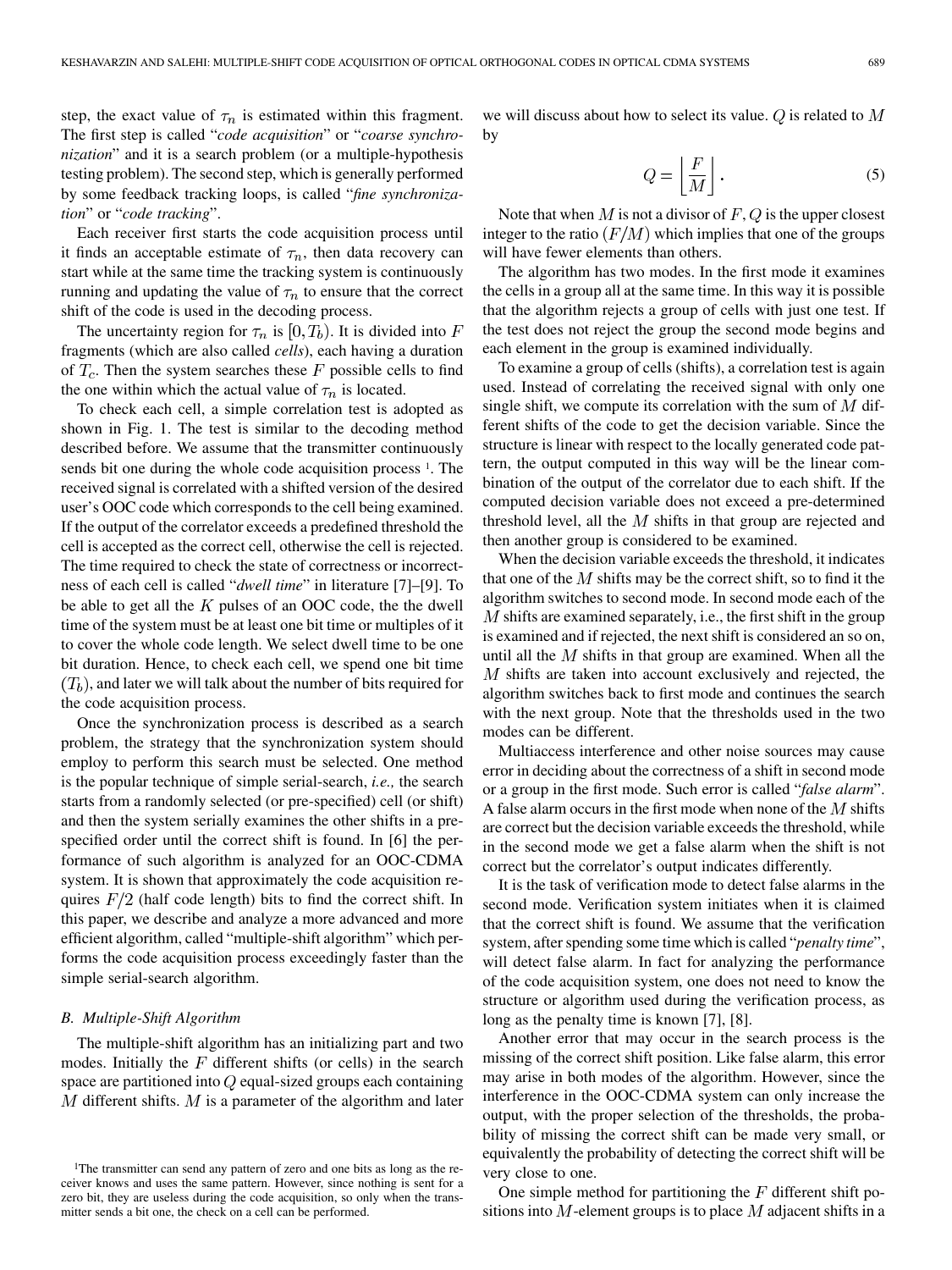step, the exact value of $\tau_n$ is estimated within this fragment. The first step is called "*code acquisition*" or "*coarse synchronization*" and it is a search problem (or a multiple-hypothesis testing problem). The second step, which is generally performed by some feedback tracking loops, is called "*fine synchronization*" or "*code tracking*".

Each receiver first starts the code acquisition process until it finds an acceptable estimate of $\tau_n$, then data recovery can start while at the same time the tracking system is continuously running and updating the value of $\tau_n$ to ensure that the correct shift of the code is used in the decoding process.

The uncertainty region for $\tau_n$ is $[0, T_b)$. It is divided into $F$ fragments (which are also called *cells*), each having a duration of $T_c$. Then the system searches these $F$ possible cells to find the one within which the actual value of $\tau_n$ is located.

To check each cell, a simple correlation test is adopted as shown in Fig. 1. The test is similar to the decoding method described before. We assume that the transmitter continuously sends bit one during the whole code acquisition process [1]. The received signal is correlated with a shifted version of the desired user's OOC code which corresponds to the cell being examined. If the output of the correlator exceeds a predefined threshold the cell is accepted as the correct cell, otherwise the cell is rejected. The time required to check the state of correctness or incorrectness of each cell is called "*dwell time*" in literature [7]–[9]. To be able to get all the $K$ pulses of an OOC code, the the dwell time of the system must be at least one bit time or multiples of it to cover the whole code length. We select dwell time to be one bit duration. Hence, to check each cell, we spend one bit time ($T_b$), and later we will talk about the number of bits required for the code acquisition process.

Once the synchronization process is described as a search problem, the strategy that the synchronization system should employ to perform this search must be selected. One method is the popular technique of simple serial-search, *i.e.,* the search starts from a randomly selected (or pre-specified) cell (or shift) and then the system serially examines the other shifts in a pre-specified order until the correct shift is found. In [6] the performance of such algorithm is analyzed for an OOC-CDMA system. It is shown that approximately the code acquisition requires $F/2$ (half code length) bits to find the correct shift. In this paper, we describe and analyze a more advanced and more efficient algorithm, called "multiple-shift algorithm" which performs the code acquisition process exceedingly faster than the simple serial-search algorithm.

### *B. Multiple-Shift Algorithm*

The multiple-shift algorithm has an initializing part and two modes. Initially the $F$ different shifts (or cells) in the search space are partitioned into $Q$ equal-sized groups each containing $M$ different shifts. $M$ is a parameter of the algorithm and later we will discuss about how to select its value. $Q$ is related to $M$ by

$$Q = \left\lfloor \frac{F}{M} \right\rfloor. \tag{5}$$

Note that when $M$ is not a divisor of $F$, $Q$ is the upper closest integer to the ratio $(F/M)$ which implies that one of the groups will have fewer elements than others.

The algorithm has two modes. In the first mode it examines the cells in a group all at the same time. In this way it is possible that the algorithm rejects a group of cells with just one test. If the test does not reject the group the second mode begins and each element in the group is examined individually.

To examine a group of cells (shifts), a correlation test is again used. Instead of correlating the received signal with only one single shift, we compute its correlation with the sum of $M$ different shifts of the code to get the decision variable. Since the structure is linear with respect to the locally generated code pattern, the output computed in this way will be the linear combination of the output of the correlator due to each shift. If the computed decision variable does not exceed a pre-determined threshold level, all the $M$ shifts in that group are rejected and then another group is considered to be examined.

When the decision variable exceeds the threshold, it indicates that one of the $M$ shifts may be the correct shift, so to find it the algorithm switches to second mode. In second mode each of the $M$ shifts are examined separately, i.e., the first shift in the group is examined and if rejected, the next shift is considered an so on, until all the $M$ shifts in that group are examined. When all the $M$ shifts are taken into account exclusively and rejected, the algorithm switches back to first mode and continues the search with the next group. Note that the thresholds used in the two modes can be different.

Multiaccess interference and other noise sources may cause error in deciding about the correctness of a shift in second mode or a group in the first mode. Such error is called "*false alarm*". A false alarm occurs in the first mode when none of the $M$ shifts are correct but the decision variable exceeds the threshold, while in the second mode we get a false alarm when the shift is not correct but the correlator's output indicates differently.

It is the task of verification mode to detect false alarms in the second mode. Verification system initiates when it is claimed that the correct shift is found. We assume that the verification system, after spending some time which is called "*penalty time*", will detect false alarm. In fact for analyzing the performance of the code acquisition system, one does not need to know the structure or algorithm used during the verification process, as long as the penalty time is known [7], [8].

Another error that may occur in the search process is the missing of the correct shift position. Like false alarm, this error may arise in both modes of the algorithm. However, since the interference in the OOC-CDMA system can only increase the output, with the proper selection of the thresholds, the probability of missing the correct shift can be made very small, or equivalently the probability of detecting the correct shift will be very close to one.

One simple method for partitioning the $F$ different shift positions into $M$-element groups is to place $M$ adjacent shifts in a

[1] The transmitter can send any pattern of zero and one bits as long as the receiver knows and uses the same pattern. However, since nothing is sent for a zero bit, they are useless during the code acquisition, so only when the transmitter sends a bit one, the check on a cell can be performed.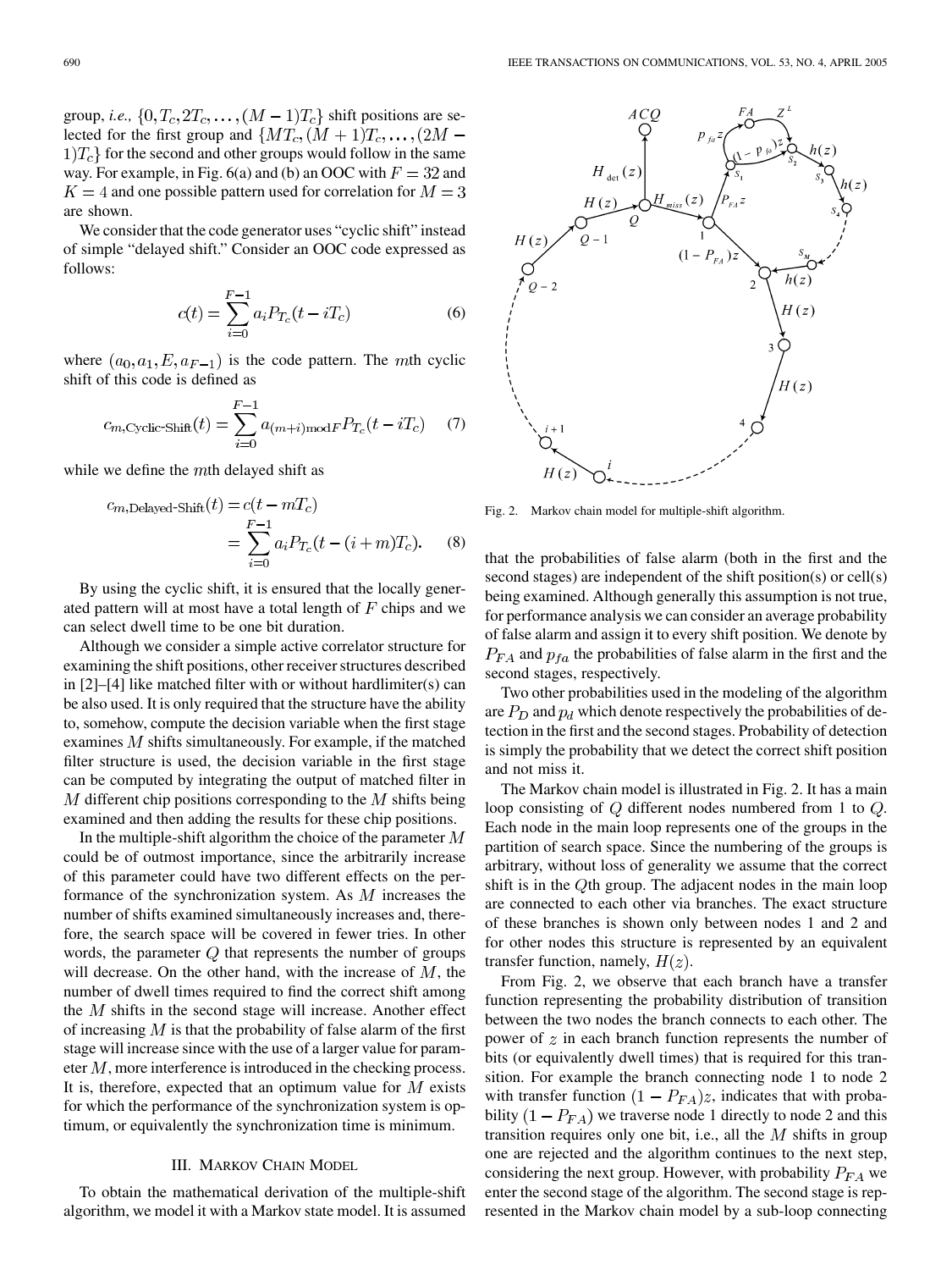group, *i.e.,* $\{0, T_c, 2T_c, \ldots, (M-1)T_c\}$ shift positions are selected for the first group and $\{MT_c, (M+1)T_c, \ldots, (2M-1)T_c\}$ for the second and other groups would follow in the same way. For example, in Fig. 6(a) and (b) an OOC with $F = 32$ and $K = 4$ and one possible pattern used for correlation for $M = 3$ are shown.

We consider that the code generator uses "cyclic shift" instead of simple "delayed shift." Consider an OOC code expressed as follows:

$$c(t) = \sum_{i=0}^{F-1} a_i P_{T_c}(t - iT_c) \tag{6}$$

where $(a_0, a_1, E, a_{F-1})$ is the code pattern. The $m$th cyclic shift of this code is defined as

$$c_{m,\text{Cyclic-Shift}}(t) = \sum_{i=0}^{F-1} a_{(m+i) \bmod F} P_{T_c}(t - iT_c) \tag{7}$$

while we define the $m$th delayed shift as

$$\begin{aligned} c_{m,\text{Delayed-Shift}}(t) &= c(t - mT_c) \\ &= \sum_{i=0}^{F-1} a_i P_{T_c}(t - (i+m)T_c). \end{aligned} \tag{8}$$

By using the cyclic shift, it is ensured that the locally generated pattern will at most have a total length of $F$ chips and we can select dwell time to be one bit duration.

Although we consider a simple active correlator structure for examining the shift positions, other receiver structures described in [2]–[4] like matched filter with or without hardlimiter(s) can be also used. It is only required that the structure have the ability to, somehow, compute the decision variable when the first stage examines $M$ shifts simultaneously. For example, if the matched filter structure is used, the decision variable in the first stage can be computed by integrating the output of matched filter in $M$ different chip positions corresponding to the $M$ shifts being examined and then adding the results for these chip positions.

In the multiple-shift algorithm the choice of the parameter $M$ could be of outmost importance, since the arbitrarily increase of this parameter could have two different effects on the performance of the synchronization system. As $M$ increases the number of shifts examined simultaneously increases and, therefore, the search space will be covered in fewer tries. In other words, the parameter $Q$ that represents the number of groups will decrease. On the other hand, with the increase of $M$, the number of dwell times required to find the correct shift among the $M$ shifts in the second stage will increase. Another effect of increasing $M$ is that the probability of false alarm of the first stage will increase since with the use of a larger value for parameter $M$, more interference is introduced in the checking process. It is, therefore, expected that an optimum value for $M$ exists for which the performance of the synchronization system is optimum, or equivalently the synchronization time is minimum.

## III. Markov Chain Model

To obtain the mathematical derivation of the multiple-shift algorithm, we model it with a Markov state model. It is assumed that the probabilities of false alarm (both in the first and the second stages) are independent of the shift position(s) or cell(s) being examined. Although generally this assumption is not true, for performance analysis we can consider an average probability of false alarm and assign it to every shift position. We denote by $P_{FA}$ and $p_{fa}$ the probabilities of false alarm in the first and the second stages, respectively.

Two other probabilities used in the modeling of the algorithm are $P_D$ and $p_d$ which denote respectively the probabilities of detection in the first and the second stages. Probability of detection is simply the probability that we detect the correct shift position and not miss it.

Fig. 2. Markov chain model for multiple-shift algorithm.

The Markov chain model is illustrated in Fig. 2. It has a main loop consisting of $Q$ different nodes numbered from 1 to $Q$. Each node in the main loop represents one of the groups in the partition of search space. Since the numbering of the groups is arbitrary, without loss of generality we assume that the correct shift is in the $Q$th group. The adjacent nodes in the main loop are connected to each other via branches. The exact structure of these branches is shown only between nodes 1 and 2 and for other nodes this structure is represented by an equivalent transfer function, namely, $H(z)$.

From Fig. 2, we observe that each branch have a transfer function representing the probability distribution of transition between the two nodes the branch connects to each other. The power of $z$ in each branch function represents the number of bits (or equivalently dwell times) that is required for this transition. For example the branch connecting node 1 to node 2 with transfer function $(1 - P_{FA})z$, indicates that with probability $(1 - P_{FA})$ we traverse node 1 directly to node 2 and this transition requires only one bit, i.e., all the $M$ shifts in group one are rejected and the algorithm continues to the next step, considering the next group. However, with probability $P_{FA}$ we enter the second stage of the algorithm. The second stage is represented in the Markov chain model by a sub-loop connecting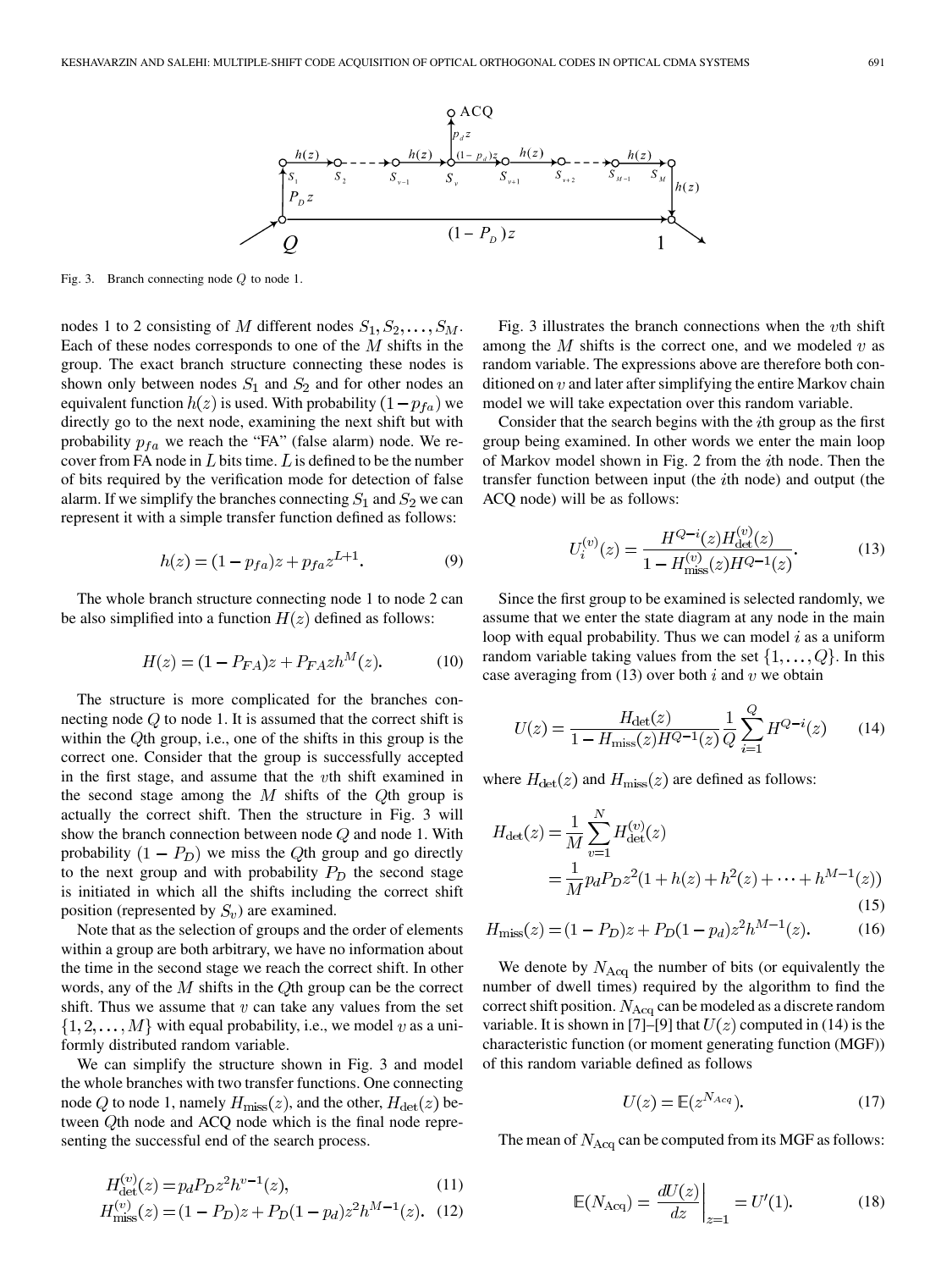ACQ

$p_d z$

$h(z)$ $h(z)$ $(1-p_d)z$ $h(z)$ $h(z)$

$S_1$ $S_2$ $S_{v-1}$ $S_v$ $S_{v+1}$ $S_{v+2}$ $S_{M-1}$ $S_M$

$h(z)$

$P_D z$

$Q$ $(1-P_D)z$ 1

Fig. 3. Branch connecting node $Q$ to node 1.

nodes 1 to 2 consisting of $M$ different nodes $S_1, S_2, \ldots, S_M$. Each of these nodes corresponds to one of the $M$ shifts in the group. The exact branch structure connecting these nodes is shown only between nodes $S_1$ and $S_2$ and for other nodes an equivalent function $h(z)$ is used. With probability $(1-p_{fa})$ we directly go to the next node, examining the next shift but with probability $p_{fa}$ we reach the "FA" (false alarm) node. We recover from FA node in $L$ bits time. $L$ is defined to be the number of bits required by the verification mode for detection of false alarm. If we simplify the branches connecting $S_1$ and $S_2$ we can represent it with a simple transfer function defined as follows:

$$h(z) = (1-p_{fa})z + p_{fa}z^{L+1}. \tag{9}$$

The whole branch structure connecting node 1 to node 2 can be also simplified into a function $H(z)$ defined as follows:

$$H(z) = (1-P_{FA})z + P_{FA}zh^M(z). \tag{10}$$

The structure is more complicated for the branches connecting node $Q$ to node 1. It is assumed that the correct shift is within the $Q$th group, i.e., one of the shifts in this group is the correct one. Consider that the group is successfully accepted in the first stage, and assume that the $v$th shift examined in the second stage among the $M$ shifts of the $Q$th group is actually the correct shift. Then the structure in Fig. 3 will show the branch connection between node $Q$ and node 1. With probability $(1-P_D)$ we miss the $Q$th group and go directly to the next group and with probability $P_D$ the second stage is initiated in which all the shifts including the correct shift position (represented by $S_v$) are examined.

Note that as the selection of groups and the order of elements within a group are both arbitrary, we have no information about the time in the second stage we reach the correct shift. In other words, any of the $M$ shifts in the $Q$th group can be the correct shift. Thus we assume that $v$ can take any values from the set $\{1, 2, \ldots, M\}$ with equal probability, i.e., we model $v$ as a uniformly distributed random variable.

We can simplify the structure shown in Fig. 3 and model the whole branches with two transfer functions. One connecting node $Q$ to node 1, namely $H_{\text{miss}}(z)$, and the other, $H_{\text{det}}(z)$ between $Q$th node and ACQ node which is the final node representing the successful end of the search process.

$$H_{\text{det}}^{(v)}(z) = p_d P_D z^2 h^{v-1}(z), \tag{11}$$

$$H_{\text{miss}}^{(v)}(z) = (1-P_D)z + P_D(1-p_d)z^2 h^{M-1}(z). \tag{12}$$

Fig. 3 illustrates the branch connections when the $v$th shift among the $M$ shifts is the correct one, and we modeled $v$ as random variable. The expressions above are therefore both conditioned on $v$ and later after simplifying the entire Markov chain model we will take expectation over this random variable.

Consider that the search begins with the $i$th group as the first group being examined. In other words we enter the main loop of Markov model shown in Fig. 2 from the $i$th node. Then the transfer function between input (the $i$th node) and output (the ACQ node) will be as follows:

$$U_i^{(v)}(z) = \frac{H^{Q-i}(z) H_{\text{det}}^{(v)}(z)}{1 - H_{\text{miss}}^{(v)}(z) H^{Q-1}(z)}. \tag{13}$$

Since the first group to be examined is selected randomly, we assume that we enter the state diagram at any node in the main loop with equal probability. Thus we can model $i$ as a uniform random variable taking values from the set $\{1, \ldots, Q\}$. In this case averaging from (13) over both $i$ and $v$ we obtain

$$U(z) = \frac{H_{\text{det}}(z)}{1 - H_{\text{miss}}(z) H^{Q-1}(z)} \frac{1}{Q} \sum_{i=1}^{Q} H^{Q-i}(z) \tag{14}$$

where $H_{\text{det}}(z)$ and $H_{\text{miss}}(z)$ are defined as follows:

$$\begin{aligned} H_{\text{det}}(z) &= \frac{1}{M} \sum_{v=1}^{N} H_{\text{det}}^{(v)}(z) \\ &= \frac{1}{M} p_d P_D z^2 (1 + h(z) + h^2(z) + \cdots + h^{M-1}(z)) \end{aligned} \tag{15}$$

$$H_{\text{miss}}(z) = (1-P_D)z + P_D(1-p_d)z^2 h^{M-1}(z). \tag{16}$$

We denote by $N_{\text{Acq}}$ the number of bits (or equivalently the number of dwell times) required by the algorithm to find the correct shift position. $N_{\text{Acq}}$ can be modeled as a discrete random variable. It is shown in [7]–[9] that $U(z)$ computed in (14) is the characteristic function (or moment generating function (MGF)) of this random variable defined as follows

$$U(z) = \mathbb{E}(z^{N_{Acq}}). \tag{17}$$

The mean of $N_{\text{Acq}}$ can be computed from its MGF as follows:

$$\mathbb{E}(N_{\text{Acq}}) = \left. \frac{dU(z)}{dz} \right|_{z=1} = U'(1). \tag{18}$$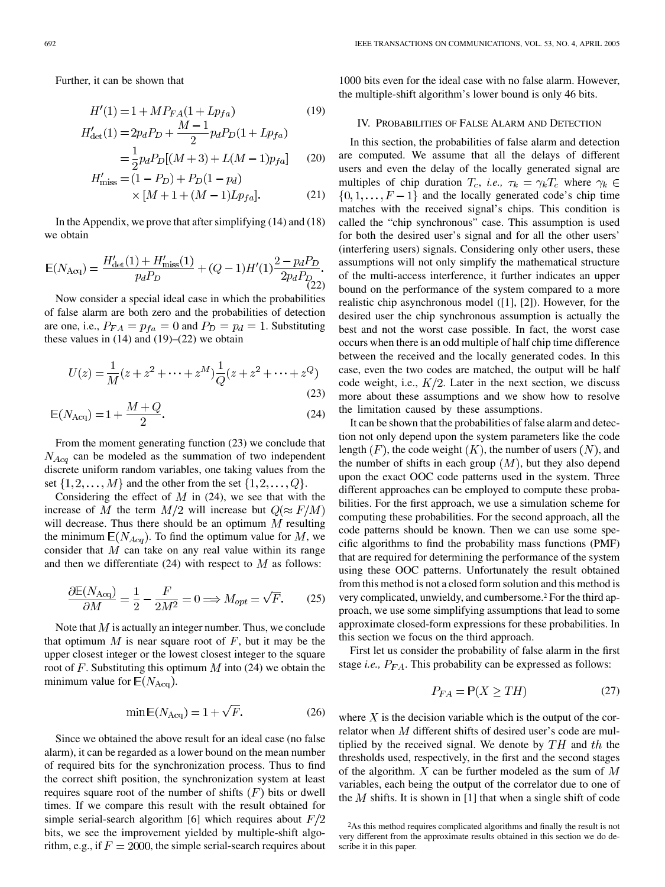Further, it can be shown that

$$H'(1) = 1 + MP_{FA}(1 + Lp_{fa}) \tag{19}$$

$$H'_{\text{det}}(1) = 2p_d P_D + \frac{M-1}{2} p_d P_D (1 + Lp_{fa})$$
$$= \frac{1}{2} p_d P_D [(M+3) + L(M-1)p_{fa}] \tag{20}$$

$$H'_{\text{miss}} = (1 - P_D) + P_D(1 - p_d) \times [M + 1 + (M-1)Lp_{fa}]. \tag{21}$$

In the Appendix, we prove that after simplifying (14) and (18) we obtain

$$\mathbb{E}(N_{\text{Acq}}) = \frac{H'_{\text{det}}(1) + H'_{\text{miss}}(1)}{p_d P_D} + (Q-1)H'(1)\frac{2 - p_d P_D}{2p_d P_D}. \tag{22}$$

Now consider a special ideal case in which the probabilities of false alarm are both zero and the probabilities of detection are one, i.e., $P_{FA} = p_{fa} = 0$ and $P_D = p_d = 1$. Substituting these values in (14) and (19)–(22) we obtain

$$U(z) = \frac{1}{M}(z + z^2 + \cdots + z^M)\frac{1}{Q}(z + z^2 + \cdots + z^Q) \tag{23}$$

$$\mathbb{E}(N_{\text{Acq}}) = 1 + \frac{M+Q}{2}. \tag{24}$$

From the moment generating function (23) we conclude that $N_{Acq}$ can be modeled as the summation of two independent discrete uniform random variables, one taking values from the set $\{1, 2, \ldots, M\}$ and the other from the set $\{1, 2, \ldots, Q\}$.

Considering the effect of $M$ in (24), we see that with the increase of $M$ the term $M/2$ will increase but $Q(\approx F/M)$ will decrease. Thus there should be an optimum $M$ resulting the minimum $\mathbb{E}(N_{Acq})$. To find the optimum value for $M$, we consider that $M$ can take on any real value within its range and then we differentiate (24) with respect to $M$ as follows:

$$\frac{\partial \mathbb{E}(N_{\text{Acq}})}{\partial M} = \frac{1}{2} - \frac{F}{2M^2} = 0 \Longrightarrow M_{opt} = \sqrt{F}. \tag{25}$$

Note that $M$ is actually an integer number. Thus, we conclude that optimum $M$ is near square root of $F$, but it may be the upper closest integer or the lowest closest integer to the square root of $F$. Substituting this optimum $M$ into (24) we obtain the minimum value for $\mathbb{E}(N_{\text{Acq}})$.

$$\min \mathbb{E}(N_{\text{Acq}}) = 1 + \sqrt{F}. \tag{26}$$

Since we obtained the above result for an ideal case (no false alarm), it can be regarded as a lower bound on the mean number of required bits for the synchronization process. Thus to find the correct shift position, the synchronization system at least requires square root of the number of shifts ($F$) bits or dwell times. If we compare this result with the result obtained for simple serial-search algorithm [6] which requires about $F/2$ bits, we see the improvement yielded by multiple-shift algorithm, e.g., if $F = 2000$, the simple serial-search requires about 1000 bits even for the ideal case with no false alarm. However, the multiple-shift algorithm's lower bound is only 46 bits.

## IV. Probabilities of False Alarm and Detection

In this section, the probabilities of false alarm and detection are computed. We assume that all the delays of different users and even the delay of the locally generated signal are multiples of chip duration $T_c$, *i.e.,* $\tau_k = \gamma_k T_c$ where $\gamma_k \in \{0, 1, \ldots, F-1\}$ and the locally generated code's chip time matches with the received signal's chips. This condition is called the "chip synchronous" case. This assumption is used for both the desired user's signal and for all the other users' (interfering users) signals. Considering only other users, these assumptions will not only simplify the mathematical structure of the multi-access interference, it further indicates an upper bound on the performance of the system compared to a more realistic chip asynchronous model ([1], [2]). However, for the desired user the chip synchronous assumption is actually the best and not the worst case possible. In fact, the worst case occurs when there is an odd multiple of half chip time difference between the received and the locally generated codes. In this case, even the two codes are matched, the output will be half code weight, i.e., $K/2$. Later in the next section, we discuss more about these assumptions and we show how to resolve the limitation caused by these assumptions.

It can be shown that the probabilities of false alarm and detection not only depend upon the system parameters like the code length ($F$), the code weight ($K$), the number of users ($N$), and the number of shifts in each group ($M$), but they also depend upon the exact OOC code patterns used in the system. Three different approaches can be employed to compute these probabilities. For the first approach, we use a simulation scheme for computing these probabilities. For the second approach, all the code patterns should be known. Then we can use some specific algorithms to find the probability mass functions (PMF) that are required for determining the performance of the system using these OOC patterns. Unfortunately the result obtained from this method is not a closed form solution and this method is very complicated, unwieldy, and cumbersome.[2] For the third approach, we use some simplifying assumptions that lead to some approximate closed-form expressions for these probabilities. In this section we focus on the third approach.

First let us consider the probability of false alarm in the first stage *i.e.,* $P_{FA}$. This probability can be expressed as follows:

$$P_{FA} = \mathbb{P}(X \geq TH) \tag{27}$$

where $X$ is the decision variable which is the output of the correlator when $M$ different shifts of desired user's code are multiplied by the received signal. We denote by $TH$ and $th$ the thresholds used, respectively, in the first and the second stages of the algorithm. $X$ can be further modeled as the sum of $M$ variables, each being the output of the correlator due to one of the $M$ shifts. It is shown in [1] that when a single shift of code

[2] As this method requires complicated algorithms and finally the result is not very different from the approximate results obtained in this section we do describe it in this paper.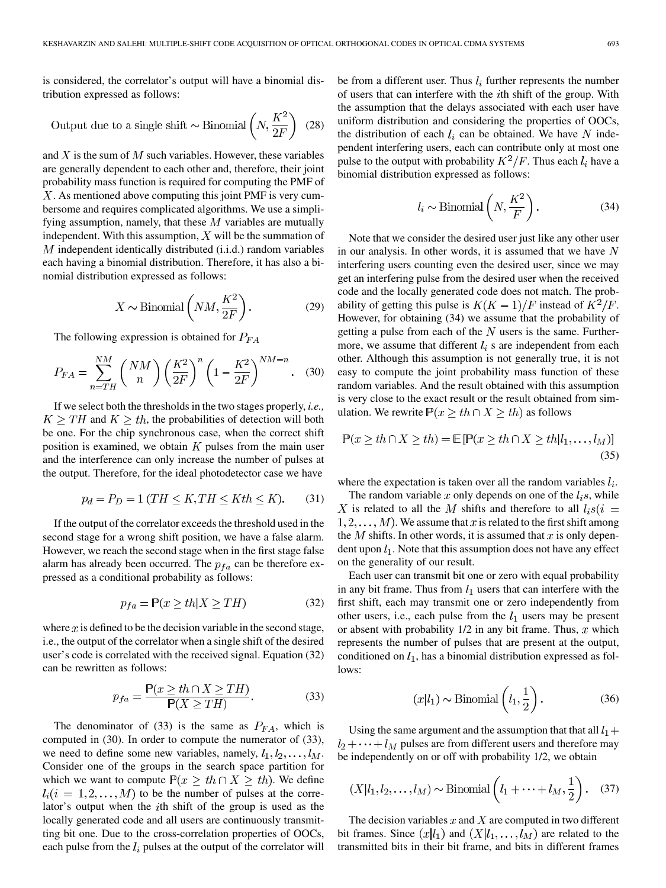is considered, the correlator's output will have a binomial distribution expressed as follows:

$$\text{Output due to a single shift} \sim \text{Binomial}\left(N, \frac{K^2}{2F}\right) \quad (28)$$

and $X$ is the sum of $M$ such variables. However, these variables are generally dependent to each other and, therefore, their joint probability mass function is required for computing the PMF of $X$. As mentioned above computing this joint PMF is very cumbersome and requires complicated algorithms. We use a simplifying assumption, namely, that these $M$ variables are mutually independent. With this assumption, $X$ will be the summation of $M$ independent identically distributed (i.i.d.) random variables each having a binomial distribution. Therefore, it has also a binomial distribution expressed as follows:

$$X \sim \text{Binomial}\left(NM, \frac{K^2}{2F}\right). \quad (29)$$

The following expression is obtained for $P_{FA}$

$$P_{FA} = \sum_{n=TH}^{NM} \binom{NM}{n} \left(\frac{K^2}{2F}\right)^n \left(1 - \frac{K^2}{2F}\right)^{NM-n}. \quad (30)$$

If we select both the thresholds in the two stages properly, *i.e.,* $K \geq TH$ and $K \geq th$, the probabilities of detection will both be one. For the chip synchronous case, when the correct shift position is examined, we obtain $K$ pulses from the main user and the interference can only increase the number of pulses at the output. Therefore, for the ideal photodetector case we have

$$p_d = P_D = 1 \; (TH \leq K, TH \leq Kth \leq K). \quad (31)$$

If the output of the correlator exceeds the threshold used in the second stage for a wrong shift position, we have a false alarm. However, we reach the second stage when in the first stage false alarm has already been occurred. The $p_{fa}$ can be therefore expressed as a conditional probability as follows:

$$p_{fa} = \mathbb{P}(x \geq th | X \geq TH) \quad (32)$$

where $x$ is defined to be the decision variable in the second stage, i.e., the output of the correlator when a single shift of the desired user's code is correlated with the received signal. Equation (32) can be rewritten as follows:

$$p_{fa} = \frac{\mathbb{P}(x \geq th \cap X \geq TH)}{\mathbb{P}(X \geq TH)}. \quad (33)$$

The denominator of (33) is the same as $P_{FA}$, which is computed in (30). In order to compute the numerator of (33), we need to define some new variables, namely, $l_1, l_2, \ldots, l_M$. Consider one of the groups in the search space partition for which we want to compute $\mathbb{P}(x \geq th \cap X \geq th)$. We define $l_i (i = 1, 2, \ldots, M)$ to be the number of pulses at the correlator's output when the $i$th shift of the group is used as the locally generated code and all users are continuously transmitting bit one. Due to the cross-correlation properties of OOCs, each pulse from the $l_i$ pulses at the output of the correlator will be from a different user. Thus $l_i$ further represents the number of users that can interfere with the $i$th shift of the group. With the assumption that the delays associated with each user have uniform distribution and considering the properties of OOCs, the distribution of each $l_i$ can be obtained. We have $N$ independent interfering users, each can contribute only at most one pulse to the output with probability $K^2/F$. Thus each $l_i$ have a binomial distribution expressed as follows:

$$l_i \sim \text{Binomial}\left(N, \frac{K^2}{F}\right). \quad (34)$$

Note that we consider the desired user just like any other user in our analysis. In other words, it is assumed that we have $N$ interfering users counting even the desired user, since we may get an interfering pulse from the desired user when the received code and the locally generated code does not match. The probability of getting this pulse is $K(K-1)/F$ instead of $K^2/F$. However, for obtaining (34) we assume that the probability of getting a pulse from each of the $N$ users is the same. Furthermore, we assume that different $l_i$ s are independent from each other. Although this assumption is not generally true, it is not easy to compute the joint probability mass function of these random variables. And the result obtained with this assumption is very close to the exact result or the result obtained from simulation. We rewrite $\mathbb{P}(x \geq th \cap X \geq th)$ as follows

$$\mathbb{P}(x \geq th \cap X \geq th) = \mathbb{E}\left[\mathbb{P}(x \geq th \cap X \geq th | l_1, \ldots, l_M)\right] \quad (35)$$

where the expectation is taken over all the random variables $l_i$.

The random variable $x$ only depends on one of the $l_i$s, while $X$ is related to all the $M$ shifts and therefore to all $l_i$s$(i = 1, 2, \ldots, M)$. We assume that $x$ is related to the first shift among the $M$ shifts. In other words, it is assumed that $x$ is only dependent upon $l_1$. Note that this assumption does not have any effect on the generality of our result.

Each user can transmit bit one or zero with equal probability in any bit frame. Thus from $l_1$ users that can interfere with the first shift, each may transmit one or zero independently from other users, i.e., each pulse from the $l_1$ users may be present or absent with probability 1/2 in any bit frame. Thus, $x$ which represents the number of pulses that are present at the output, conditioned on $l_1$, has a binomial distribution expressed as follows:

$$(x | l_1) \sim \text{Binomial}\left(l_1, \frac{1}{2}\right). \quad (36)$$

Using the same argument and the assumption that that all $l_1 + l_2 + \cdots + l_M$ pulses are from different users and therefore may be independently on or off with probability 1/2, we obtain

$$(X | l_1, l_2, \ldots, l_M) \sim \text{Binomial}\left(l_1 + \cdots + l_M, \frac{1}{2}\right). \quad (37)$$

The decision variables $x$ and $X$ are computed in two different bit frames. Since $(x | l_1)$ and $(X | l_1, \ldots, l_M)$ are related to the transmitted bits in their bit frame, and bits in different frames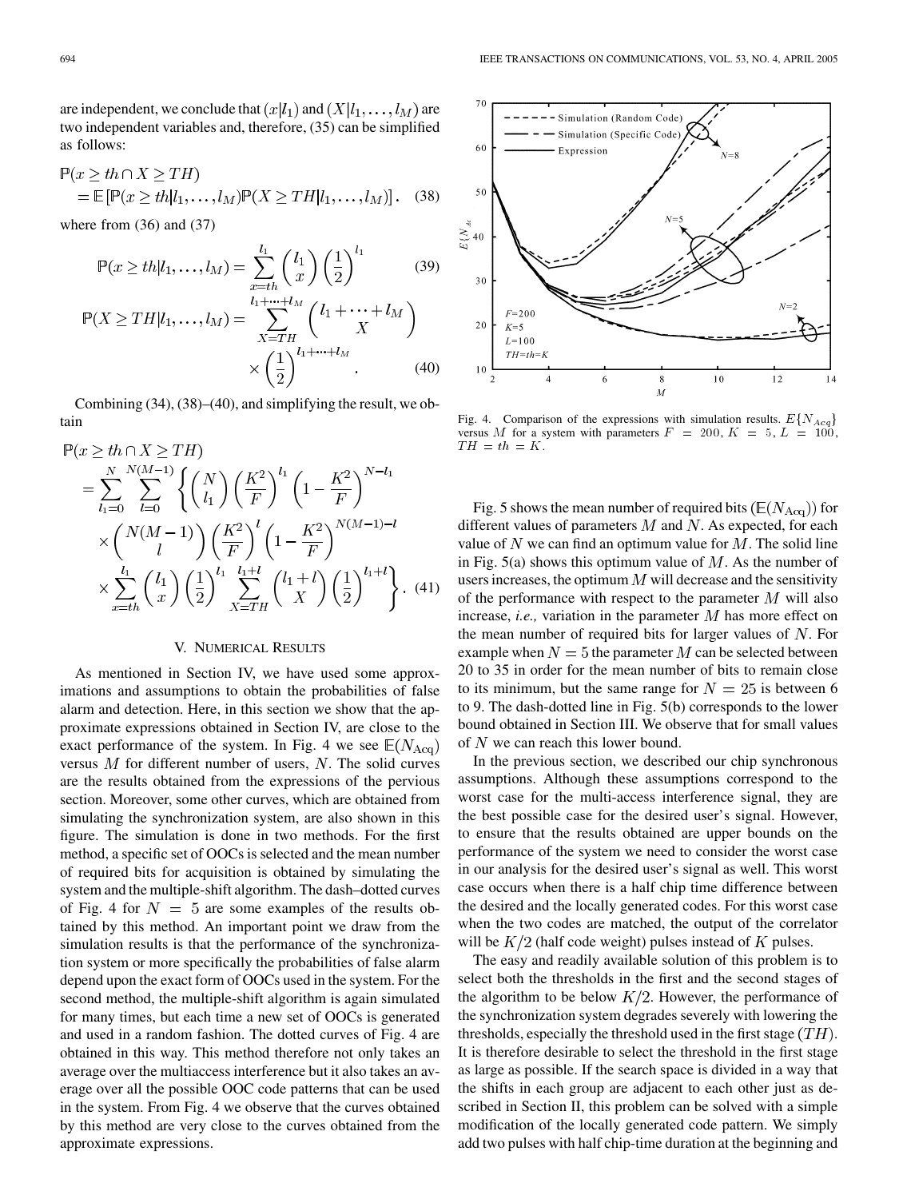are independent, we conclude that $(x|l_1)$ and $(X|l_1,\ldots,l_M)$ are two independent variables and, therefore, (35) can be simplified as follows:

$$\mathbb{P}(x \geq th \cap X \geq TH) = \mathbb{E}\left[\mathbb{P}(x \geq th|l_1,\ldots,l_M)\mathbb{P}(X \geq TH|l_1,\ldots,l_M)\right]. \quad (38)$$

where from (36) and (37)

$$\mathbb{P}(x \geq th|l_1,\ldots,l_M) = \sum_{x=th}^{l_1}\binom{l_1}{x}\left(\frac{1}{2}\right)^{l_1} \quad (39)$$

$$\mathbb{P}(X \geq TH|l_1,\ldots,l_M) = \sum_{X=TH}^{l_1+\cdots+l_M}\binom{l_1+\cdots+l_M}{X} \times \left(\frac{1}{2}\right)^{l_1+\cdots+l_M}. \quad (40)$$

Combining (34), (38)–(40), and simplifying the result, we obtain

$$\mathbb{P}(x \geq th \cap X \geq TH) = \sum_{l_1=0}^{N}\sum_{l=0}^{N(M-1)}\left\{\binom{N}{l_1}\left(\frac{K^2}{F}\right)^{l_1}\left(1-\frac{K^2}{F}\right)^{N-l_1} \times \binom{N(M-1)}{l}\left(\frac{K^2}{F}\right)^{l}\left(1-\frac{K^2}{F}\right)^{N(M-1)-l} \times \sum_{x=th}^{l_1}\binom{l_1}{x}\left(\frac{1}{2}\right)^{l_1}\sum_{X=TH}^{l_1+l}\binom{l_1+l}{X}\left(\frac{1}{2}\right)^{l_1+l}\right\}. \quad (41)$$

## V. Numerical Results

As mentioned in Section IV, we have used some approximations and assumptions to obtain the probabilities of false alarm and detection. Here, in this section we show that the approximate expressions obtained in Section IV, are close to the exact performance of the system. In Fig. 4 we see $\mathbb{E}(N_{\text{Acq}})$ versus $M$ for different number of users, $N$. The solid curves are the results obtained from the expressions of the pervious section. Moreover, some other curves, which are obtained from simulating the synchronization system, are also shown in this figure. The simulation is done in two methods. For the first method, a specific set of OOCs is selected and the mean number of required bits for acquisition is obtained by simulating the system and the multiple-shift algorithm. The dash–dotted curves of Fig. 4 for $N = 5$ are some examples of the results obtained by this method. An important point we draw from the simulation results is that the performance of the synchronization system or more specifically the probabilities of false alarm depend upon the exact form of OOCs used in the system. For the second method, the multiple-shift algorithm is again simulated for many times, but each time a new set of OOCs is generated and used in a random fashion. The dotted curves of Fig. 4 are obtained in this way. This method therefore not only takes an average over the multiaccess interference but it also takes an average over all the possible OOC code patterns that can be used in the system. From Fig. 4 we observe that the curves obtained by this method are very close to the curves obtained from the approximate expressions.

Simulation (Random Code)
Simulation (Specific Code)
Expression
N=8
N=5
N=2
F=200
K=5
L=100
TH=th=K
$E\{N_{Acq}\}$
M

Fig. 4. Comparison of the expressions with simulation results. $E\{N_{Acq}\}$ versus $M$ for a system with parameters $F = 200$, $K = 5$, $L = 100$, $TH = th = K$.

Fig. 5 shows the mean number of required bits ($\mathbb{E}(N_{\text{Acq}})$) for different values of parameters $M$ and $N$. As expected, for each value of $N$ we can find an optimum value for $M$. The solid line in Fig. 5(a) shows this optimum value of $M$. As the number of users increases, the optimum $M$ will decrease and the sensitivity of the performance with respect to the parameter $M$ will also increase, *i.e.,* variation in the parameter $M$ has more effect on the mean number of required bits for larger values of $N$. For example when $N = 5$ the parameter $M$ can be selected between 20 to 35 in order for the mean number of bits to remain close to its minimum, but the same range for $N = 25$ is between 6 to 9. The dash-dotted line in Fig. 5(b) corresponds to the lower bound obtained in Section III. We observe that for small values of $N$ we can reach this lower bound.

In the previous section, we described our chip synchronous assumptions. Although these assumptions correspond to the worst case for the multi-access interference signal, they are the best possible case for the desired user's signal. However, to ensure that the results obtained are upper bounds on the performance of the system we need to consider the worst case in our analysis for the desired user's signal as well. This worst case occurs when there is a half chip time difference between the desired and the locally generated codes. For this worst case when the two codes are matched, the output of the correlator will be $K/2$ (half code weight) pulses instead of $K$ pulses.

The easy and readily available solution of this problem is to select both the thresholds in the first and the second stages of the algorithm to be below $K/2$. However, the performance of the synchronization system degrades severely with lowering the thresholds, especially the threshold used in the first stage ($TH$). It is therefore desirable to select the threshold in the first stage as large as possible. If the search space is divided in a way that the shifts in each group are adjacent to each other just as described in Section II, this problem can be solved with a simple modification of the locally generated code pattern. We simply add two pulses with half chip-time duration at the beginning and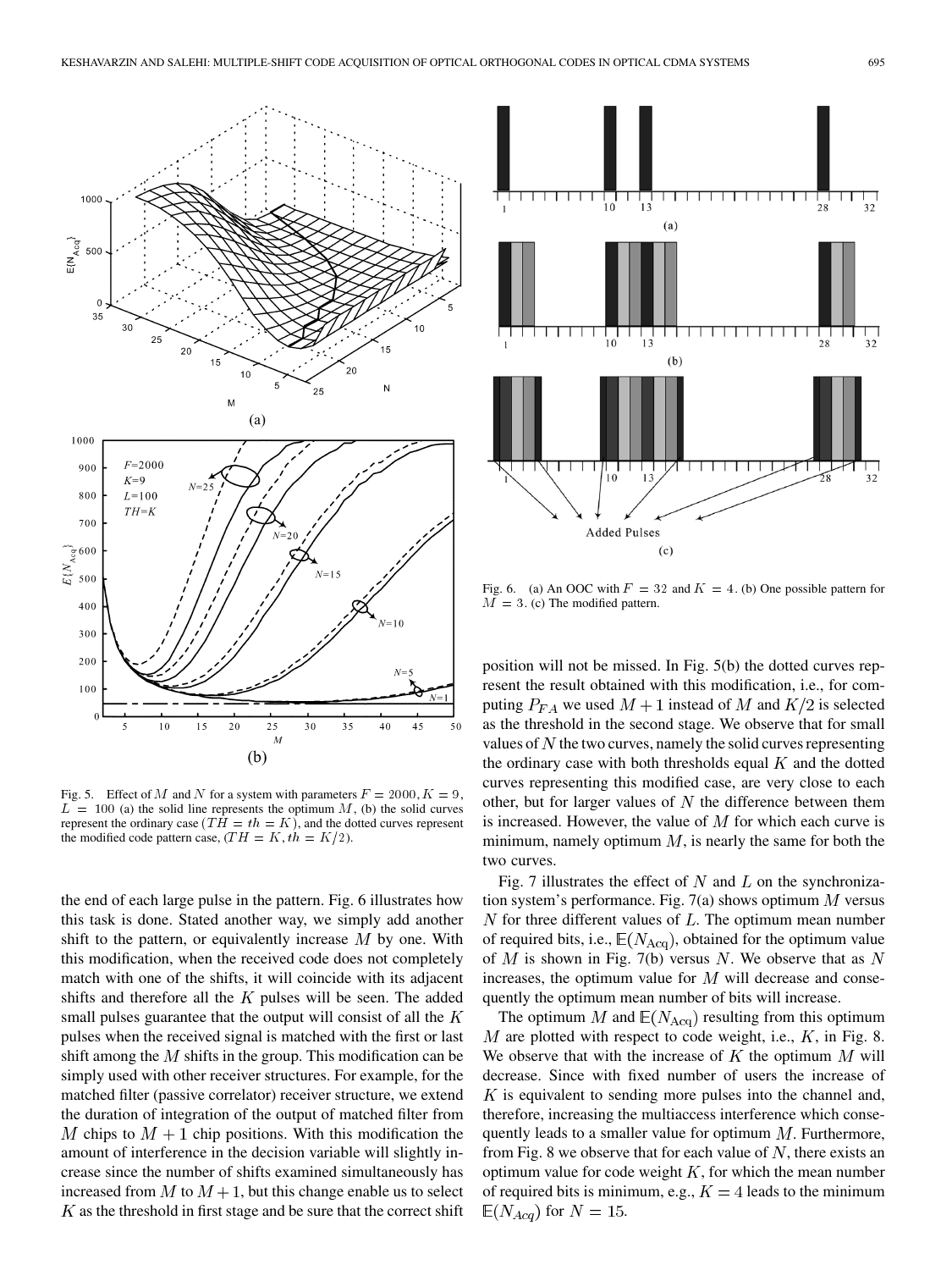1000

$E\{N_{Acq}\}$

500

0

35 30 25 20 15 10 5

M

5 10 15 20 25

N

(a)

1000
900
800
700
600
500
400
300
200
100
0

$E\{N_{Acq}\}$

$F$=2000
$K$=9
$L$=100
$TH$=$K$

$N$=25
$N$=20
$N$=15
$N$=10
$N$=5
$N$=1

5 10 15 20 25 30 35 40 45 50

$M$

(b)

Fig. 5. Effect of $M$ and $N$ for a system with parameters $F = 2000, K = 9$, $L = 100$ (a) the solid line represents the optimum $M$, (b) the solid curves represent the ordinary case ($TH = th = K$), and the dotted curves represent the modified code pattern case, ($TH = K, th = K/2$).

1 10 13 28 32

(a)

1 10 13 28 32

(b)

1 10 13 28 32

Added Pulses

(c)

Fig. 6. (a) An OOC with $F = 32$ and $K = 4$. (b) One possible pattern for $M = 3$. (c) The modified pattern.

the end of each large pulse in the pattern. Fig. 6 illustrates how this task is done. Stated another way, we simply add another shift to the pattern, or equivalently increase $M$ by one. With this modification, when the received code does not completely match with one of the shifts, it will coincide with its adjacent shifts and therefore all the $K$ pulses will be seen. The added small pulses guarantee that the output will consist of all the $K$ pulses when the received signal is matched with the first or last shift among the $M$ shifts in the group. This modification can be simply used with other receiver structures. For example, for the matched filter (passive correlator) receiver structure, we extend the duration of integration of the output of matched filter from $M$ chips to $M + 1$ chip positions. With this modification the amount of interference in the decision variable will slightly increase since the number of shifts examined simultaneously has increased from $M$ to $M + 1$, but this change enable us to select $K$ as the threshold in first stage and be sure that the correct shift position will not be missed. In Fig. 5(b) the dotted curves represent the result obtained with this modification, i.e., for computing $P_{FA}$ we used $M + 1$ instead of $M$ and $K/2$ is selected as the threshold in the second stage. We observe that for small values of $N$ the two curves, namely the solid curves representing the ordinary case with both thresholds equal $K$ and the dotted curves representing this modified case, are very close to each other, but for larger values of $N$ the difference between them is increased. However, the value of $M$ for which each curve is minimum, namely optimum $M$, is nearly the same for both the two curves.

Fig. 7 illustrates the effect of $N$ and $L$ on the synchronization system's performance. Fig. 7(a) shows optimum $M$ versus $N$ for three different values of $L$. The optimum mean number of required bits, i.e., $\mathbb{E}(N_{\text{Acq}})$, obtained for the optimum value of $M$ is shown in Fig. 7(b) versus $N$. We observe that as $N$ increases, the optimum value for $M$ will decrease and consequently the optimum mean number of bits will increase.

The optimum $M$ and $\mathbb{E}(N_{\text{Acq}})$ resulting from this optimum $M$ are plotted with respect to code weight, i.e., $K$, in Fig. 8. We observe that with the increase of $K$ the optimum $M$ will decrease. Since with fixed number of users the increase of $K$ is equivalent to sending more pulses into the channel and, therefore, increasing the multiaccess interference which consequently leads to a smaller value for optimum $M$. Furthermore, from Fig. 8 we observe that for each value of $N$, there exists an optimum value for code weight $K$, for which the mean number of required bits is minimum, e.g., $K = 4$ leads to the minimum $\mathbb{E}(N_{Acq})$ for $N = 15$.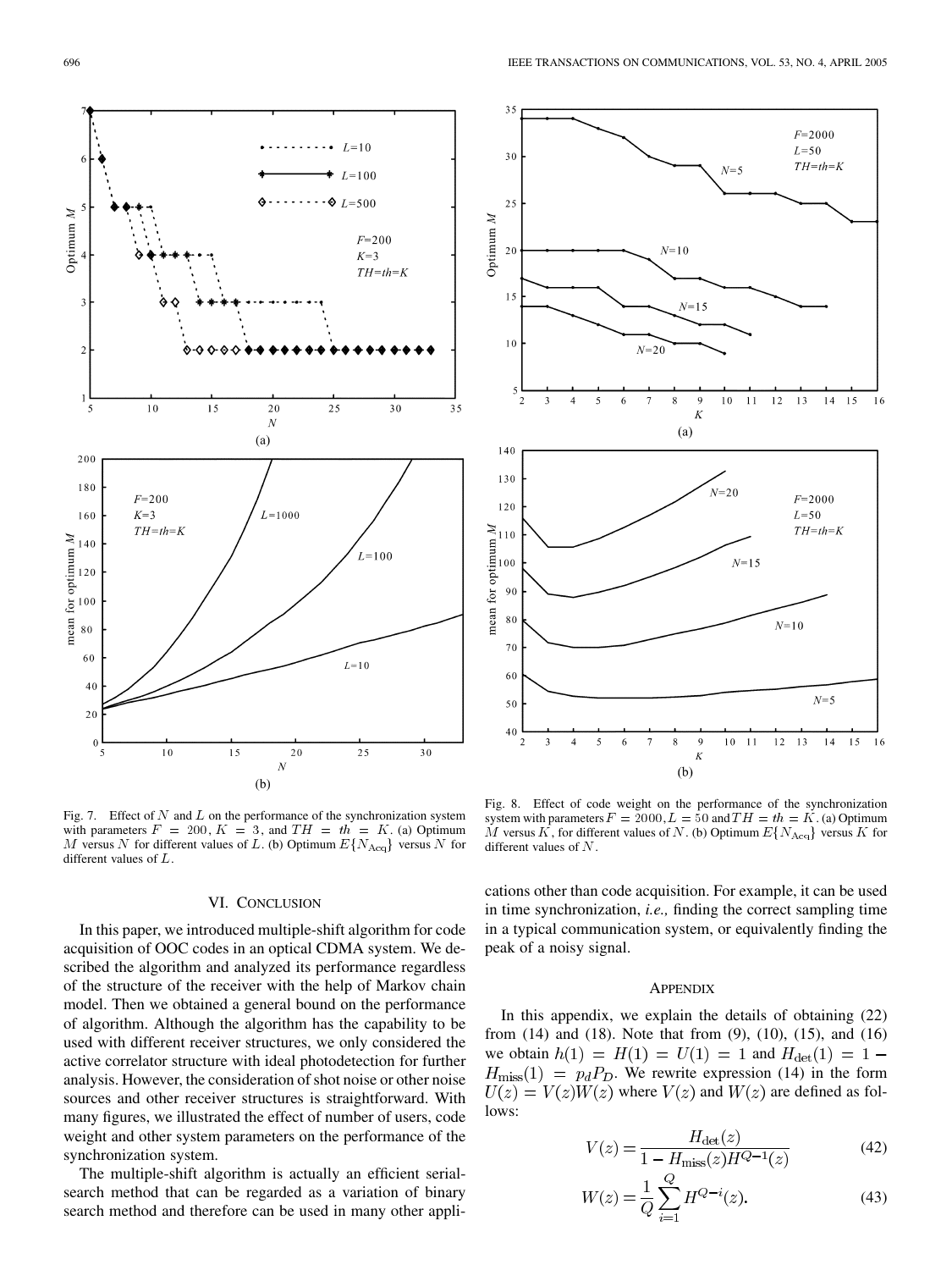Optimum $M$

$N$

L=10

L=100

L=500

F=200
K=3
TH=th=K

(a)

mean for optimum $M$

$N$

F=200
K=3
TH=th=K

L=1000

L=100

L=10

(b)

Fig. 7. Effect of $N$ and $L$ on the performance of the synchronization system with parameters $F = 200$, $K = 3$, and $TH = th = K$. (a) Optimum $M$ versus $N$ for different values of $L$. (b) Optimum $E\{N_{\text{Acq}}\}$ versus $N$ for different values of $L$.

Optimum $M$

$K$

F=2000
L=50
TH=th=K

N=5

N=10

N=15

N=20

(a)

mean for optimum $M$

$K$

N=20

F=2000
L=50
TH=th=K

N=15

N=10

N=5

(b)

Fig. 8. Effect of code weight on the performance of the synchronization system with parameters $F = 2000$, $L = 50$ and $TH = th = K$. (a) Optimum $M$ versus $K$, for different values of $N$. (b) Optimum $E\{N_{\text{Acq}}\}$ versus $K$ for different values of $N$.

## VI. Conclusion

In this paper, we introduced multiple-shift algorithm for code acquisition of OOC codes in an optical CDMA system. We described the algorithm and analyzed its performance regardless of the structure of the receiver with the help of Markov chain model. Then we obtained a general bound on the performance of algorithm. Although the algorithm has the capability to be used with different receiver structures, we only considered the active correlator structure with ideal photodetection for further analysis. However, the consideration of shot noise or other noise sources and other receiver structures is straightforward. With many figures, we illustrated the effect of number of users, code weight and other system parameters on the performance of the synchronization system.

The multiple-shift algorithm is actually an efficient serial-search method that can be regarded as a variation of binary search method and therefore can be used in many other applications other than code acquisition. For example, it can be used in time synchronization, *i.e.,* finding the correct sampling time in a typical communication system, or equivalently finding the peak of a noisy signal.

## Appendix

In this appendix, we explain the details of obtaining (22) from (14) and (18). Note that from (9), (10), (15), and (16) we obtain $h(1) = H(1) = U(1) = 1$ and $H_{\text{det}}(1) = 1 - H_{\text{miss}}(1) = p_d P_D$. We rewrite expression (14) in the form $U(z) = V(z)W(z)$ where $V(z)$ and $W(z)$ are defined as follows:

$$V(z) = \frac{H_{\text{det}}(z)}{1 - H_{\text{miss}}(z)H^{Q-1}(z)} \tag{42}$$

$$W(z) = \frac{1}{Q}\sum_{i=1}^{Q} H^{Q-i}(z). \tag{43}$$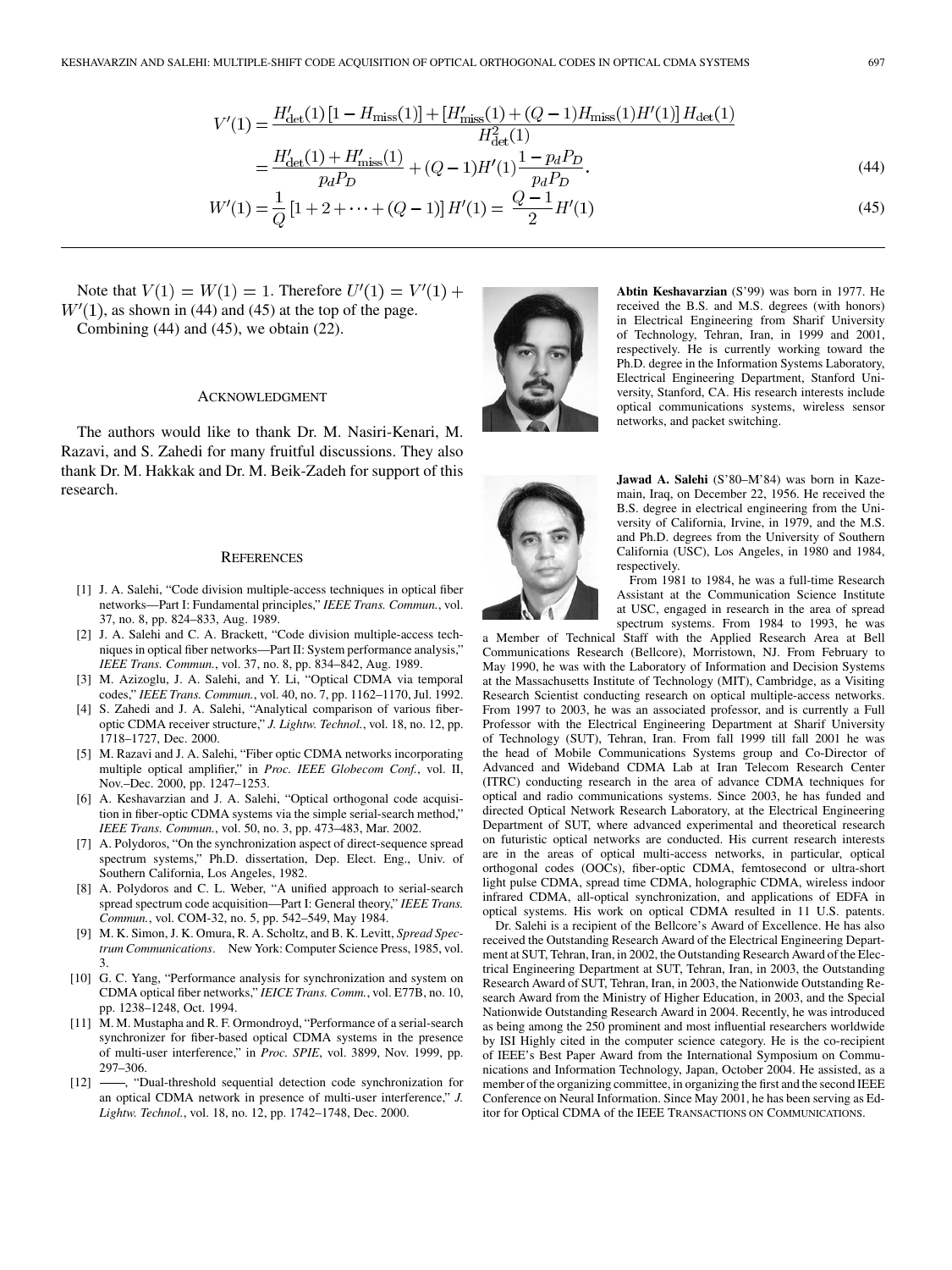$$V'(1) = \frac{H'_{\text{det}}(1)\left[1 - H_{\text{miss}}(1)\right] + \left[H'_{\text{miss}}(1) + (Q-1)H_{\text{miss}}(1)H'(1)\right]H_{\text{det}}(1)}{H^2_{\text{det}}(1)}$$
$$= \frac{H'_{\text{det}}(1) + H'_{\text{miss}}(1)}{p_d P_D} + (Q-1)H'(1)\frac{1 - p_d P_D}{p_d P_D}. \quad (44)$$
$$W'(1) = \frac{1}{Q}\left[1 + 2 + \cdots + (Q-1)\right]H'(1) = \frac{Q-1}{2}H'(1) \quad (45)$$

Note that $V(1) = W(1) = 1$. Therefore $U'(1) = V'(1) + W'(1)$, as shown in (44) and (45) at the top of the page.

Combining (44) and (45), we obtain (22).

## ACKNOWLEDGMENT

The authors would like to thank Dr. M. Nasiri-Kenari, M. Razavi, and S. Zahedi for many fruitful discussions. They also thank Dr. M. Hakkak and Dr. M. Beik-Zadeh for support of this research.

## REFERENCES

[1] J. A. Salehi, "Code division multiple-access techniques in optical fiber networks—Part I: Fundamental principles," *IEEE Trans. Commun.*, vol. 37, no. 8, pp. 824–833, Aug. 1989.

[2] J. A. Salehi and C. A. Brackett, "Code division multiple-access techniques in optical fiber networks—Part II: System performance analysis," *IEEE Trans. Commun.*, vol. 37, no. 8, pp. 834–842, Aug. 1989.

[3] M. Azizoglu, J. A. Salehi, and Y. Li, "Optical CDMA via temporal codes," *IEEE Trans. Commun.*, vol. 40, no. 7, pp. 1162–1170, Jul. 1992.

[4] S. Zahedi and J. A. Salehi, "Analytical comparison of various fiber-optic CDMA receiver structure," *J. Lightw. Technol.*, vol. 18, no. 12, pp. 1718–1727, Dec. 2000.

[5] M. Razavi and J. A. Salehi, "Fiber optic CDMA networks incorporating multiple optical amplifier," in *Proc. IEEE Globecom Conf.*, vol. II, Nov.–Dec. 2000, pp. 1247–1253.

[6] A. Keshavarzian and J. A. Salehi, "Optical orthogonal code acquisition in fiber-optic CDMA systems via the simple serial-search method," *IEEE Trans. Commun.*, vol. 50, no. 3, pp. 473–483, Mar. 2002.

[7] A. Polydoros, "On the synchronization aspect of direct-sequence spread spectrum systems," Ph.D. dissertation, Dep. Elect. Eng., Univ. of Southern California, Los Angeles, 1982.

[8] A. Polydoros and C. L. Weber, "A unified approach to serial-search spread spectrum code acquisition—Part I: General theory," *IEEE Trans. Commun.*, vol. COM-32, no. 5, pp. 542–549, May 1984.

[9] M. K. Simon, J. K. Omura, R. A. Scholtz, and B. K. Levitt, *Spread Spectrum Communications*. New York: Computer Science Press, 1985, vol. 3.

[10] G. C. Yang, "Performance analysis for synchronization and system on CDMA optical fiber networks," *IEICE Trans. Comm.*, vol. E77B, no. 10, pp. 1238–1248, Oct. 1994.

[11] M. M. Mustapha and R. F. Ormondroyd, "Performance of a serial-search synchronizer for fiber-based optical CDMA systems in the presence of multi-user interference," in *Proc. SPIE*, vol. 3899, Nov. 1999, pp. 297–306.

[12] ——, "Dual-threshold sequential detection code synchronization for an optical CDMA network in presence of multi-user interference," *J. Lightw. Technol.*, vol. 18, no. 12, pp. 1742–1748, Dec. 2000.

**Abtin Keshavarzian** (S'99) was born in 1977. He received the B.S. and M.S. degrees (with honors) in Electrical Engineering from Sharif University of Technology, Tehran, Iran, in 1999 and 2001, respectively. He is currently working toward the Ph.D. degree in the Information Systems Laboratory, Electrical Engineering Department, Stanford University, Stanford, CA. His research interests include optical communications systems, wireless sensor networks, and packet switching.

**Jawad A. Salehi** (S'80–M'84) was born in Kazemain, Iraq, on December 22, 1956. He received the B.S. degree in electrical engineering from the University of California, Irvine, in 1979, and the M.S. and Ph.D. degrees from the University of Southern California (USC), Los Angeles, in 1980 and 1984, respectively.

From 1981 to 1984, he was a full-time Research Assistant at the Communication Science Institute at USC, engaged in research in the area of spread spectrum systems. From 1984 to 1993, he was a Member of Technical Staff with the Applied Research Area at Bell Communications Research (Bellcore), Morristown, NJ. From February to May 1990, he was with the Laboratory of Information and Decision Systems at the Massachusetts Institute of Technology (MIT), Cambridge, as a Visiting Research Scientist conducting research on optical multiple-access networks. From 1997 to 2003, he was an associated professor, and is currently a Full Professor with the Electrical Engineering Department at Sharif University of Technology (SUT), Tehran, Iran. From fall 1999 till fall 2001 he was the head of Mobile Communications Systems group and Co-Director of Advanced and Wideband CDMA Lab at Iran Telecom Research Center (ITRC) conducting research in the area of advance CDMA techniques for optical and radio communications systems. Since 2003, he has funded and directed Optical Network Research Laboratory, at the Electrical Engineering Department of SUT, where advanced experimental and theoretical research on futuristic optical networks are conducted. His current research interests are in the areas of optical multi-access networks, in particular, optical orthogonal codes (OOCs), fiber-optic CDMA, femtosecond or ultra-short light pulse CDMA, spread time CDMA, holographic CDMA, wireless indoor infrared CDMA, all-optical synchronization, and applications of EDFA in optical systems. His work on optical CDMA resulted in 11 U.S. patents.

Dr. Salehi is a recipient of the Bellcore's Award of Excellence. He has also received the Outstanding Research Award of the Electrical Engineering Department at SUT, Tehran, Iran, in 2002, the Outstanding Research Award of the Electrical Engineering Department at SUT, Tehran, Iran, in 2003, the Outstanding Research Award of SUT, Tehran, Iran, in 2003, the Nationwide Outstanding Research Award from the Ministry of Higher Education, in 2003, and the Special Nationwide Outstanding Research Award in 2004. Recently, he was introduced as being among the 250 prominent and most influential researchers worldwide by ISI Highly cited in the computer science category. He is the co-recipient of IEEE's Best Paper Award from the International Symposium on Communications and Information Technology, Japan, October 2004. He assisted, as a member of the organizing committee, in organizing the first and the second IEEE Conference on Neural Information. Since May 2001, he has been serving as Editor for Optical CDMA of the IEEE TRANSACTIONS ON COMMUNICATIONS.